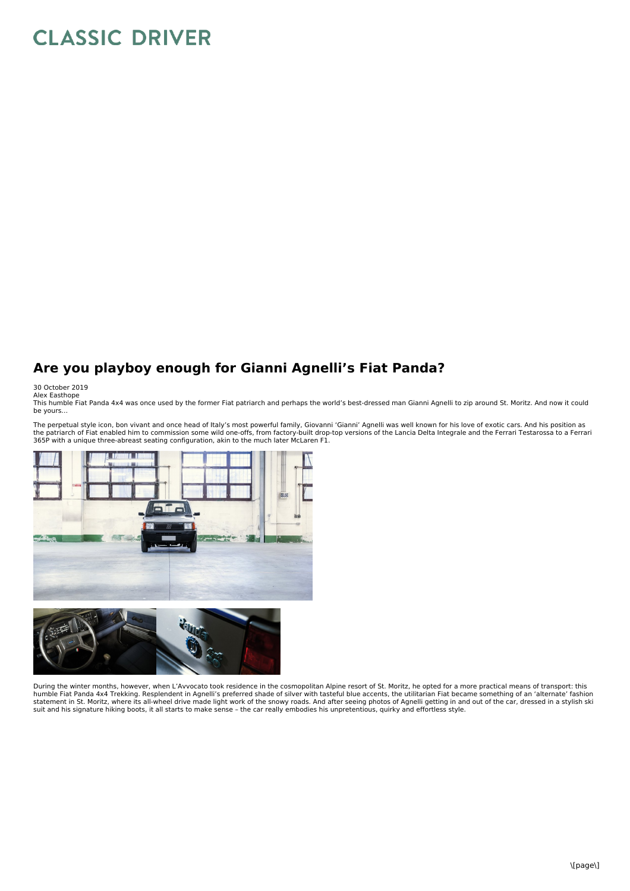# Are you playboy enough for Gianni Agnelli's Fiat Panda?

30 October 2019
Alex Easthope

This humble Fiat Panda 4x4 was once used by the former Fiat patriarch and perhaps the world's best-dressed man Gianni Agnelli to zip around St. Moritz. And now it could be yours...

The perpetual style icon, bon vivant and once head of Italy's most powerful family, Giovanni 'Gianni' Agnelli was well known for his love of exotic cars. And his position as the patriarch of Fiat enabled him to commission some wild one-offs, from factory-built drop-top versions of the Lancia Delta Integrale and the Ferrari Testarossa to a Ferrari 365P with a unique three-abreast seating configuration, akin to the much later McLaren F1.

During the winter months, however, when L'Avvocato took residence in the cosmopolitan Alpine resort of St. Moritz, he opted for a more practical means of transport: this humble Fiat Panda 4x4 Trekking. Resplendent in Agnelli's preferred shade of silver with tasteful blue accents, the utilitarian Fiat became something of an 'alternate' fashion statement in St. Moritz, where its all-wheel drive made light work of the snowy roads. And after seeing photos of Agnelli getting in and out of the car, dressed in a stylish ski suit and his signature hiking boots, it all starts to make sense – the car really embodies his unpretentious, quirky and effortless style.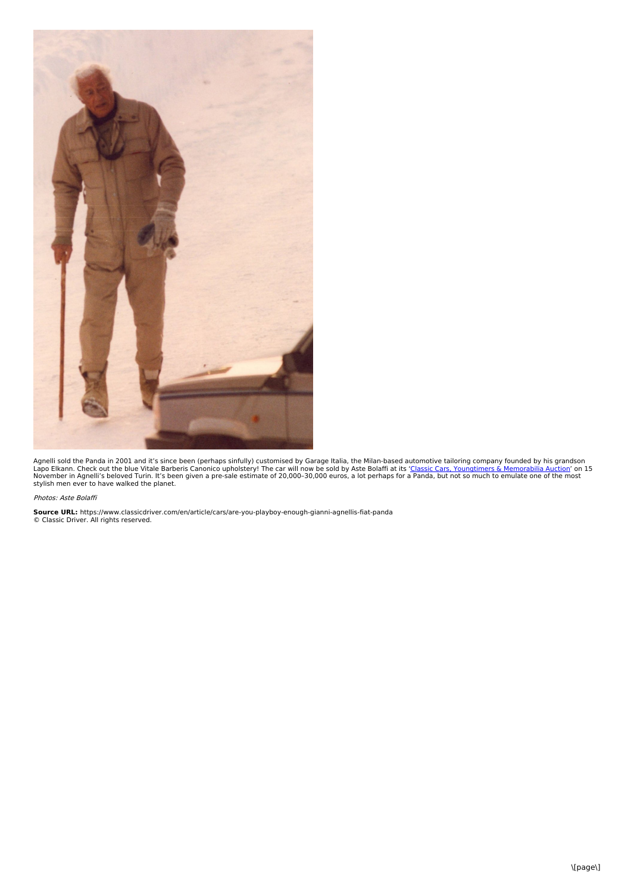Agnelli sold the Panda in 2001 and it's since been (perhaps sinfully) customised by Garage Italia, the Milan-based automotive tailoring company founded by his grandson Lapo Elkann. Check out the blue Vitale Barberis Canonico upholstery! The car will now be sold by Aste Bolaffi at its '[Classic Cars, Youngtimers & Memorabilia Auction]' on 15 November in Agnelli's beloved Turin. It's been given a pre-sale estimate of 20,000–30,000 euros, a lot perhaps for a Panda, but not so much to emulate one of the most stylish men ever to have walked the planet.

*Photos: Aste Bolaffi*

**Source URL:** https://www.classicdriver.com/en/article/cars/are-you-playboy-enough-gianni-agnellis-fiat-panda
© Classic Driver. All rights reserved.